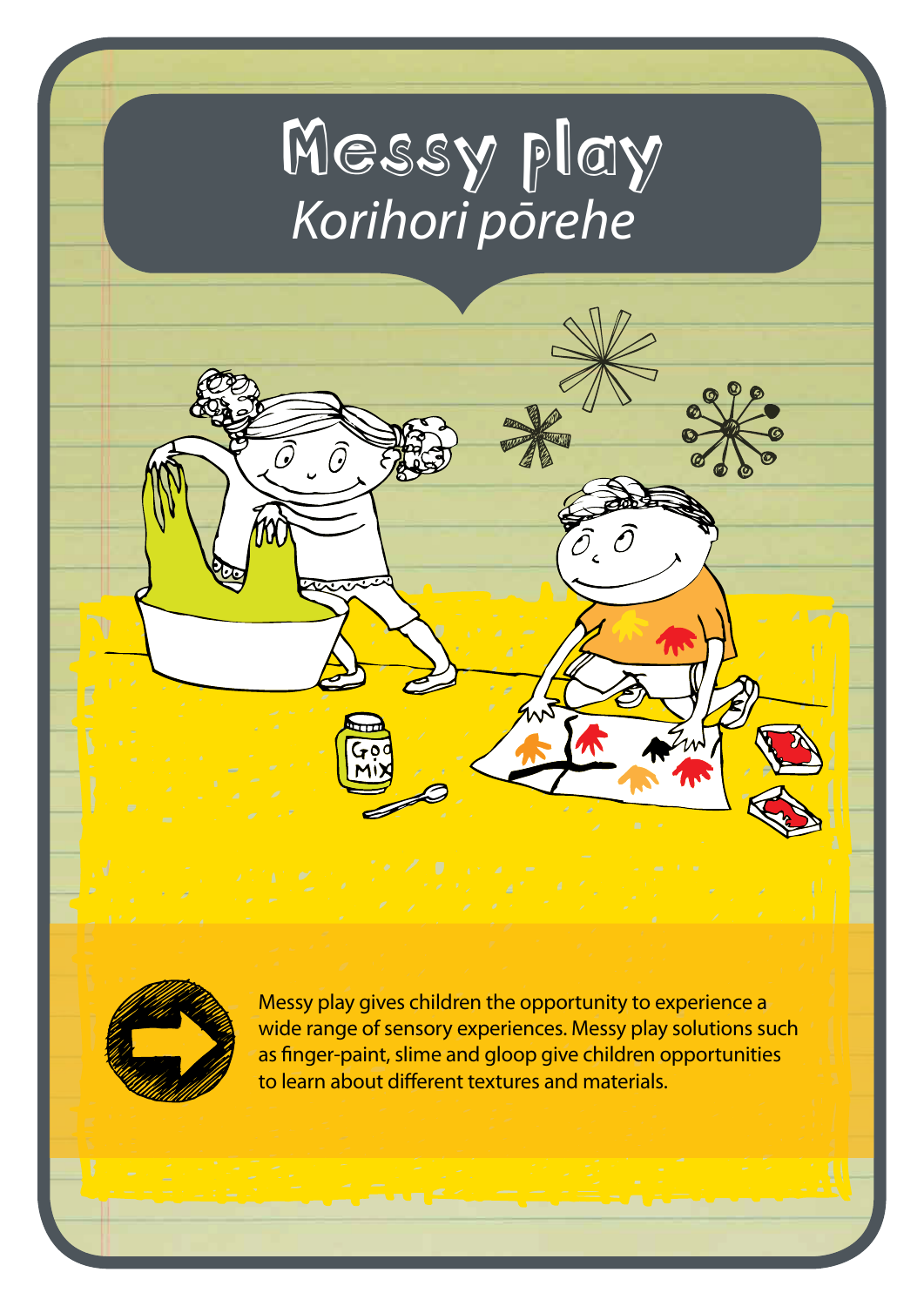# Messy play

## *Korihori pōrehe*

Messy play gives children the opportunity to experience a wide range of sensory experiences. Messy play solutions such as finger-paint, slime and gloop give children opportunities to learn about different textures and materials.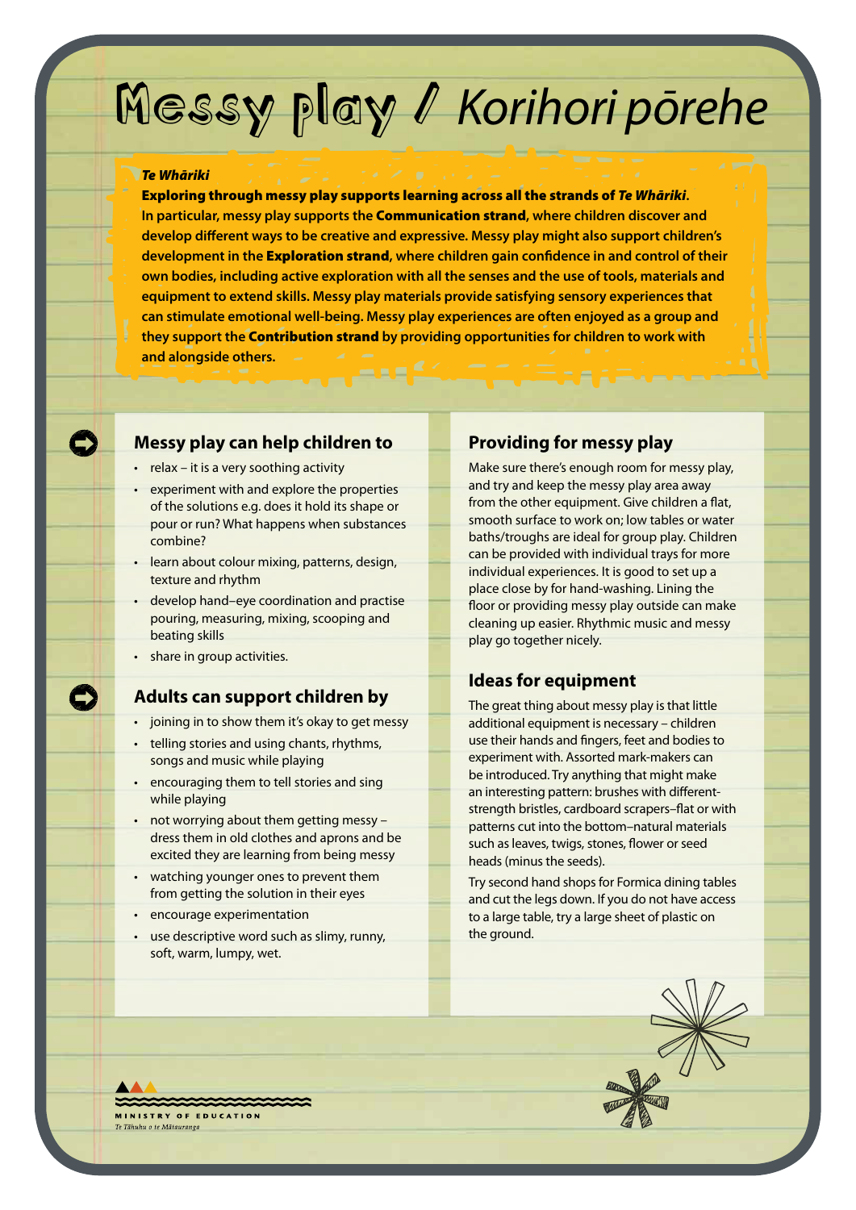# Messy play / *Korihori pōrehe*

***Te Whāriki***

**Exploring through messy play supports learning across all the strands of *Te Whāriki*. In particular, messy play supports the Communication strand, where children discover and develop different ways to be creative and expressive. Messy play might also support children's development in the Exploration strand, where children gain confidence in and control of their own bodies, including active exploration with all the senses and the use of tools, materials and equipment to extend skills. Messy play materials provide satisfying sensory experiences that can stimulate emotional well-being. Messy play experiences are often enjoyed as a group and they support the Contribution strand by providing opportunities for children to work with and alongside others.**

## Messy play can help children to

- relax – it is a very soothing activity
- experiment with and explore the properties of the solutions e.g. does it hold its shape or pour or run? What happens when substances combine?
- learn about colour mixing, patterns, design, texture and rhythm
- develop hand–eye coordination and practise pouring, measuring, mixing, scooping and beating skills
- share in group activities.

## Adults can support children by

- joining in to show them it's okay to get messy
- telling stories and using chants, rhythms, songs and music while playing
- encouraging them to tell stories and sing while playing
- not worrying about them getting messy – dress them in old clothes and aprons and be excited they are learning from being messy
- watching younger ones to prevent them from getting the solution in their eyes
- encourage experimentation
- use descriptive word such as slimy, runny, soft, warm, lumpy, wet.

## Providing for messy play

Make sure there's enough room for messy play, and try and keep the messy play area away from the other equipment. Give children a flat, smooth surface to work on; low tables or water baths/troughs are ideal for group play. Children can be provided with individual trays for more individual experiences. It is good to set up a place close by for hand-washing. Lining the floor or providing messy play outside can make cleaning up easier. Rhythmic music and messy play go together nicely.

## Ideas for equipment

The great thing about messy play is that little additional equipment is necessary – children use their hands and fingers, feet and bodies to experiment with. Assorted mark-makers can be introduced. Try anything that might make an interesting pattern: brushes with different-strength bristles, cardboard scrapers–flat or with patterns cut into the bottom–natural materials such as leaves, twigs, stones, flower or seed heads (minus the seeds).

Try second hand shops for Formica dining tables and cut the legs down. If you do not have access to a large table, try a large sheet of plastic on the ground.

MINISTRY OF EDUCATION
*Te Tāhuhu o te Mātauranga*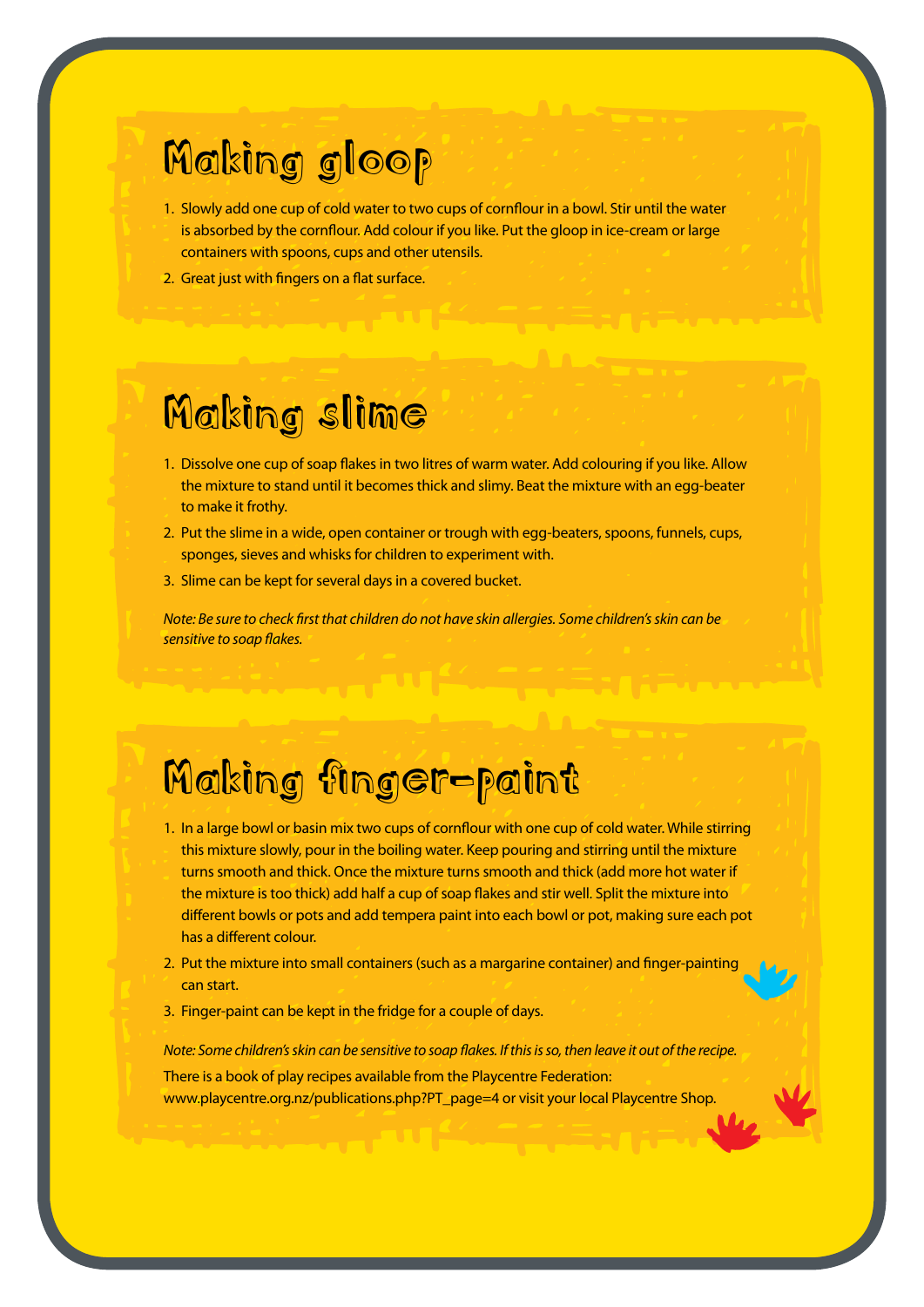## Making gloop

1. Slowly add one cup of cold water to two cups of cornflour in a bowl. Stir until the water is absorbed by the cornflour. Add colour if you like. Put the gloop in ice-cream or large containers with spoons, cups and other utensils.
2. Great just with fingers on a flat surface.

## Making slime

1. Dissolve one cup of soap flakes in two litres of warm water. Add colouring if you like. Allow the mixture to stand until it becomes thick and slimy. Beat the mixture with an egg-beater to make it frothy.
2. Put the slime in a wide, open container or trough with egg-beaters, spoons, funnels, cups, sponges, sieves and whisks for children to experiment with.
3. Slime can be kept for several days in a covered bucket.

*Note: Be sure to check first that children do not have skin allergies. Some children's skin can be sensitive to soap flakes.*

## Making finger-paint

1. In a large bowl or basin mix two cups of cornflour with one cup of cold water. While stirring this mixture slowly, pour in the boiling water. Keep pouring and stirring until the mixture turns smooth and thick. Once the mixture turns smooth and thick (add more hot water if the mixture is too thick) add half a cup of soap flakes and stir well. Split the mixture into different bowls or pots and add tempera paint into each bowl or pot, making sure each pot has a different colour.
2. Put the mixture into small containers (such as a margarine container) and finger-painting can start.
3. Finger-paint can be kept in the fridge for a couple of days.

*Note: Some children's skin can be sensitive to soap flakes. If this is so, then leave it out of the recipe.*

There is a book of play recipes available from the Playcentre Federation: www.playcentre.org.nz/publications.php?PT_page=4 or visit your local Playcentre Shop.